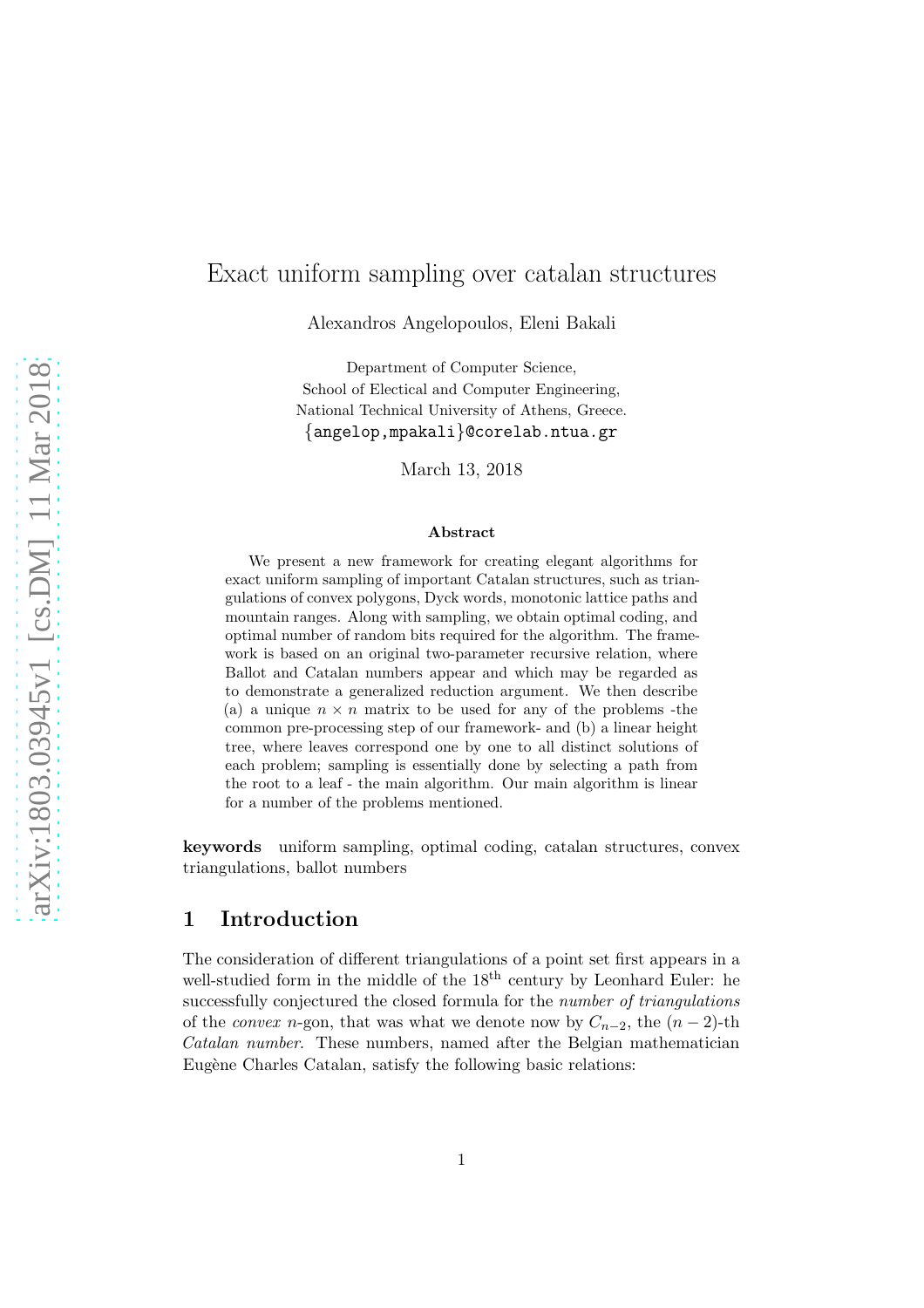# Exact uniform sampling over catalan structures

Alexandros Angelopoulos, Eleni Bakali

Department of Computer Science,
School of Electical and Computer Engineering,
National Technical University of Athens, Greece.
{angelop,mpakali}@corelab.ntua.gr

March 13, 2018

### Abstract

We present a new framework for creating elegant algorithms for exact uniform sampling of important Catalan structures, such as triangulations of convex polygons, Dyck words, monotonic lattice paths and mountain ranges. Along with sampling, we obtain optimal coding, and optimal number of random bits required for the algorithm. The framework is based on an original two-parameter recursive relation, where Ballot and Catalan numbers appear and which may be regarded as to demonstrate a generalized reduction argument. We then describe (a) a unique $n \times n$ matrix to be used for any of the problems -the common pre-processing step of our framework- and (b) a linear height tree, where leaves correspond one by one to all distinct solutions of each problem; sampling is essentially done by selecting a path from the root to a leaf - the main algorithm. Our main algorithm is linear for a number of the problems mentioned.

**keywords** uniform sampling, optimal coding, catalan structures, convex triangulations, ballot numbers

## 1 Introduction

The consideration of different triangulations of a point set first appears in a well-studied form in the middle of the 18th century by Leonhard Euler: he successfully conjectured the closed formula for the *number of triangulations* of the *convex* $n$-gon, that was what we denote now by $C_{n-2}$, the $(n-2)$-th *Catalan number*. These numbers, named after the Belgian mathematician Eugène Charles Catalan, satisfy the following basic relations: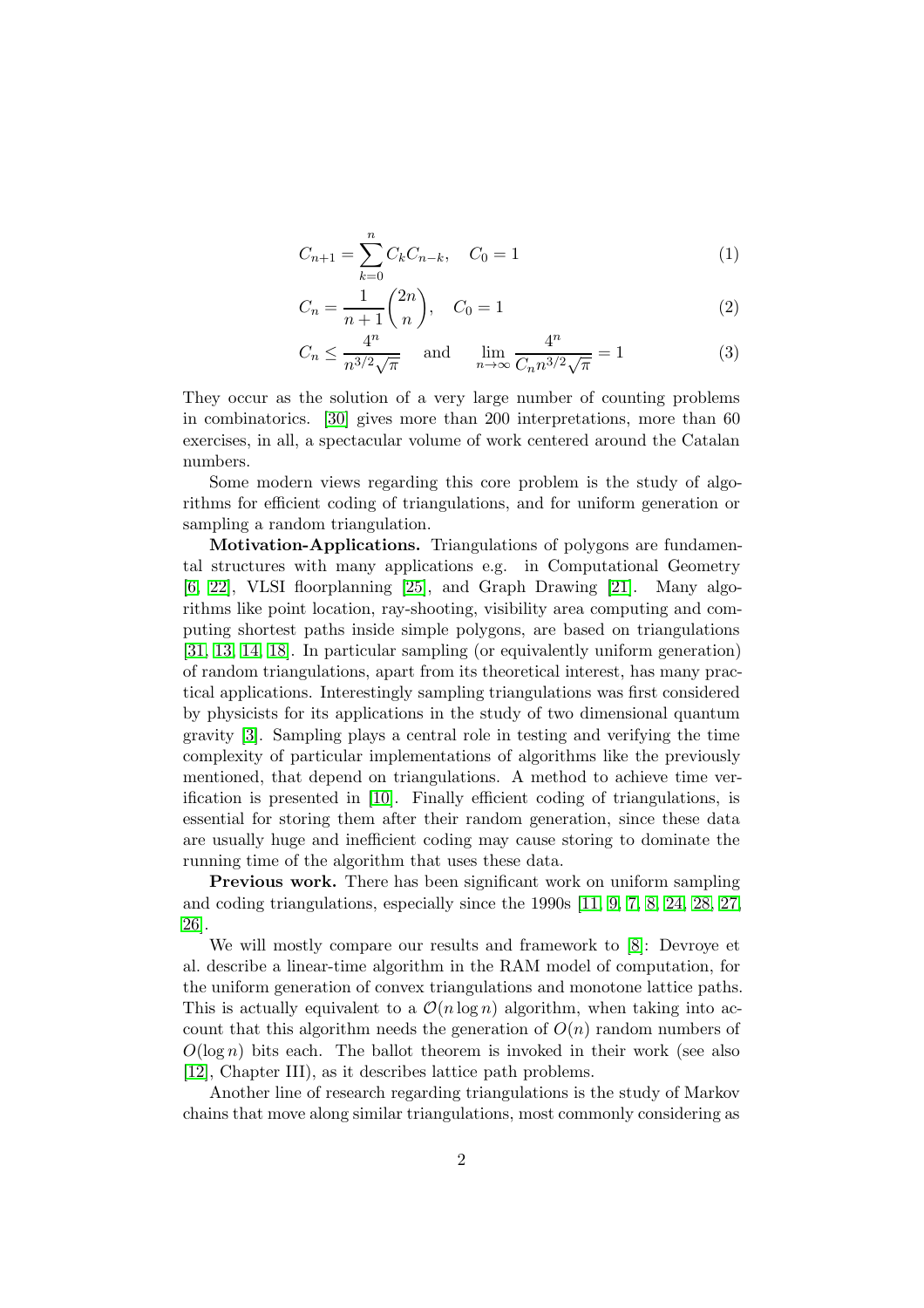$$C_{n+1} = \sum_{k=0}^{n} C_k C_{n-k}, \quad C_0 = 1 \tag{1}$$

$$C_n = \frac{1}{n+1}\binom{2n}{n}, \quad C_0 = 1 \tag{2}$$

$$C_n \leq \frac{4^n}{n^{3/2}\sqrt{\pi}} \quad \text{and} \quad \lim_{n\to\infty} \frac{4^n}{C_n n^{3/2}\sqrt{\pi}} = 1 \tag{3}$$

They occur as the solution of a very large number of counting problems in combinatorics. [30] gives more than 200 interpretations, more than 60 exercises, in all, a spectacular volume of work centered around the Catalan numbers.

Some modern views regarding this core problem is the study of algorithms for efficient coding of triangulations, and for uniform generation or sampling a random triangulation.

**Motivation-Applications.** Triangulations of polygons are fundamental structures with many applications e.g. in Computational Geometry [6, 22], VLSI floorplanning [25], and Graph Drawing [21]. Many algorithms like point location, ray-shooting, visibility area computing and computing shortest paths inside simple polygons, are based on triangulations [31, 13, 14, 18]. In particular sampling (or equivalently uniform generation) of random triangulations, apart from its theoretical interest, has many practical applications. Interestingly sampling triangulations was first considered by physicists for its applications in the study of two dimensional quantum gravity [3]. Sampling plays a central role in testing and verifying the time complexity of particular implementations of algorithms like the previously mentioned, that depend on triangulations. A method to achieve time verification is presented in [10]. Finally efficient coding of triangulations, is essential for storing them after their random generation, since these data are usually huge and inefficient coding may cause storing to dominate the running time of the algorithm that uses these data.

**Previous work.** There has been significant work on uniform sampling and coding triangulations, especially since the 1990s [11, 9, 7, 8, 24, 28, 27, 26].

We will mostly compare our results and framework to [8]: Devroye et al. describe a linear-time algorithm in the RAM model of computation, for the uniform generation of convex triangulations and monotone lattice paths. This is actually equivalent to a $\mathcal{O}(n \log n)$ algorithm, when taking into account that this algorithm needs the generation of $O(n)$ random numbers of $O(\log n)$ bits each. The ballot theorem is invoked in their work (see also [12], Chapter III), as it describes lattice path problems.

Another line of research regarding triangulations is the study of Markov chains that move along similar triangulations, most commonly considering as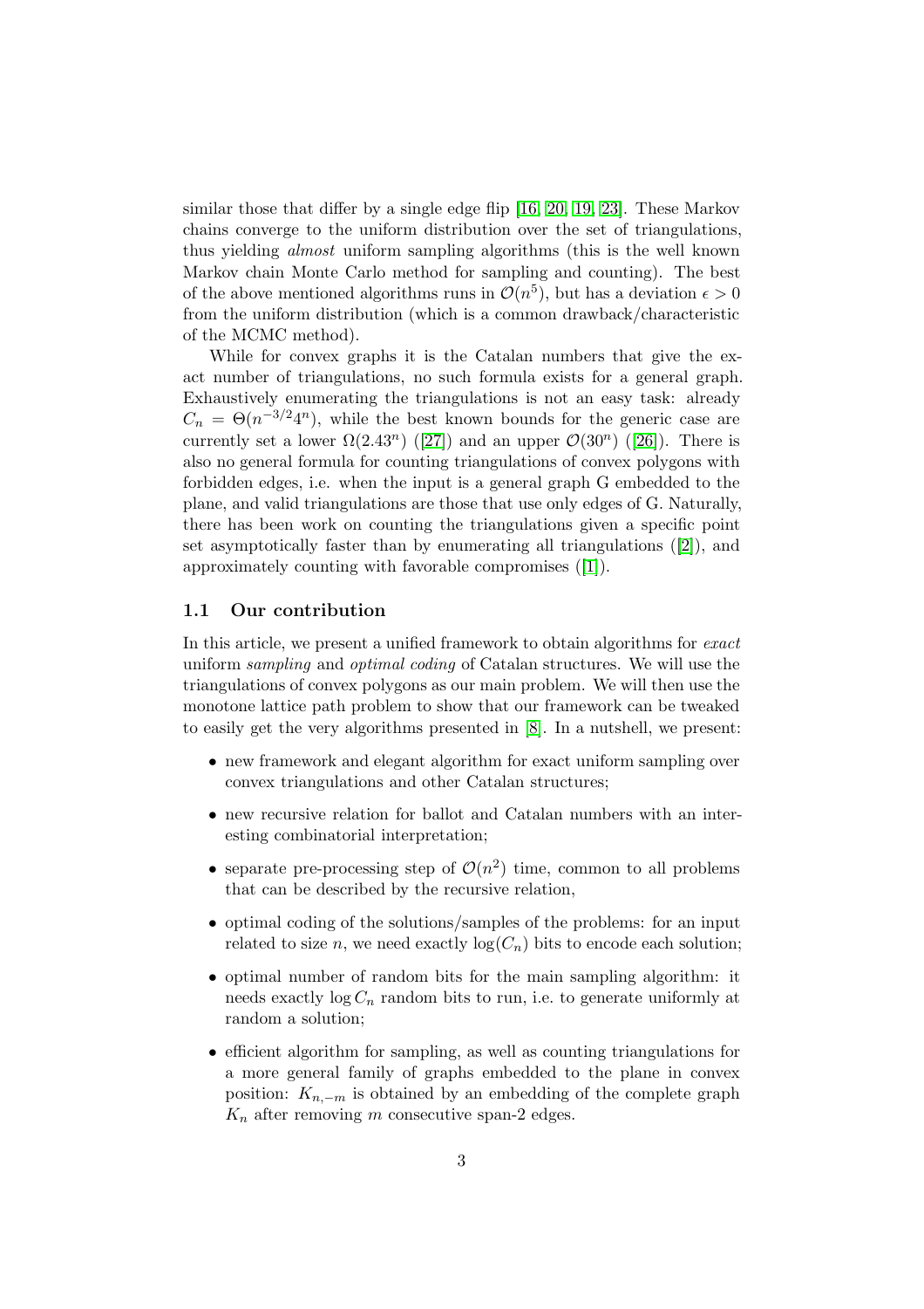similar those that differ by a single edge flip [16, 20, 19, 23]. These Markov chains converge to the uniform distribution over the set of triangulations, thus yielding *almost* uniform sampling algorithms (this is the well known Markov chain Monte Carlo method for sampling and counting). The best of the above mentioned algorithms runs in $\mathcal{O}(n^5)$, but has a deviation $\epsilon > 0$ from the uniform distribution (which is a common drawback/characteristic of the MCMC method).

While for convex graphs it is the Catalan numbers that give the exact number of triangulations, no such formula exists for a general graph. Exhaustively enumerating the triangulations is not an easy task: already $C_n = \Theta(n^{-3/2}4^n)$, while the best known bounds for the generic case are currently set a lower $\Omega(2.43^n)$ ([27]) and an upper $\mathcal{O}(30^n)$ ([26]). There is also no general formula for counting triangulations of convex polygons with forbidden edges, i.e. when the input is a general graph G embedded to the plane, and valid triangulations are those that use only edges of G. Naturally, there has been work on counting the triangulations given a specific point set asymptotically faster than by enumerating all triangulations ([2]), and approximately counting with favorable compromises ([1]).

### 1.1 Our contribution

In this article, we present a unified framework to obtain algorithms for *exact* uniform *sampling* and *optimal coding* of Catalan structures. We will use the triangulations of convex polygons as our main problem. We will then use the monotone lattice path problem to show that our framework can be tweaked to easily get the very algorithms presented in [8]. In a nutshell, we present:

- new framework and elegant algorithm for exact uniform sampling over convex triangulations and other Catalan structures;
- new recursive relation for ballot and Catalan numbers with an interesting combinatorial interpretation;
- separate pre-processing step of $\mathcal{O}(n^2)$ time, common to all problems that can be described by the recursive relation,
- optimal coding of the solutions/samples of the problems: for an input related to size $n$, we need exactly $\log(C_n)$ bits to encode each solution;
- optimal number of random bits for the main sampling algorithm: it needs exactly $\log C_n$ random bits to run, i.e. to generate uniformly at random a solution;
- efficient algorithm for sampling, as well as counting triangulations for a more general family of graphs embedded to the plane in convex position: $K_{n,-m}$ is obtained by an embedding of the complete graph $K_n$ after removing $m$ consecutive span-2 edges.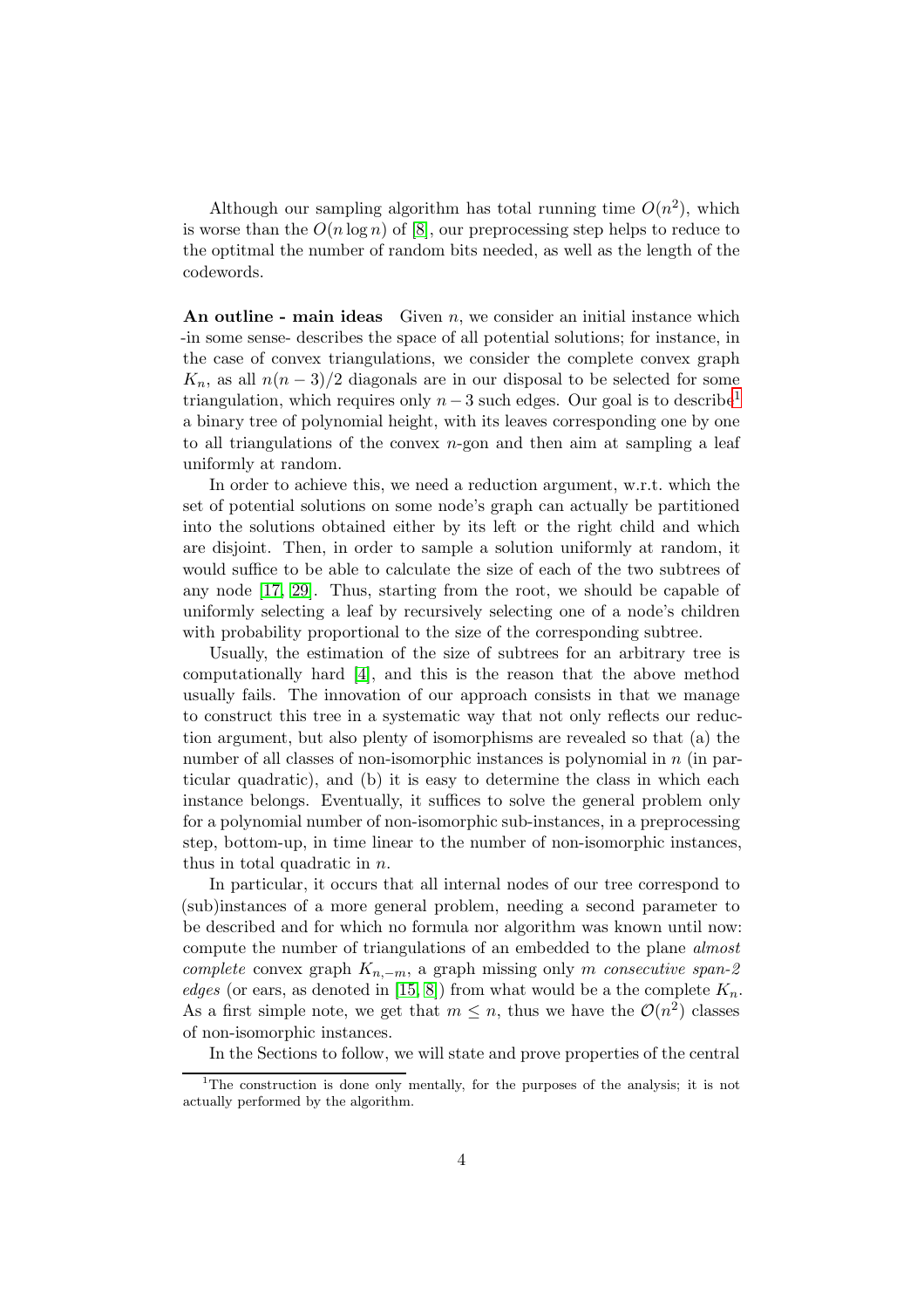Although our sampling algorithm has total running time $O(n^2)$, which is worse than the $O(n \log n)$ of [8], our preprocessing step helps to reduce to the optitmal the number of random bits needed, as well as the length of the codewords.

**An outline - main ideas** Given $n$, we consider an initial instance which -in some sense- describes the space of all potential solutions; for instance, in the case of convex triangulations, we consider the complete convex graph $K_n$, as all $n(n-3)/2$ diagonals are in our disposal to be selected for some triangulation, which requires only $n-3$ such edges. Our goal is to describe[1] a binary tree of polynomial height, with its leaves corresponding one by one to all triangulations of the convex $n$-gon and then aim at sampling a leaf uniformly at random.

In order to achieve this, we need a reduction argument, w.r.t. which the set of potential solutions on some node's graph can actually be partitioned into the solutions obtained either by its left or the right child and which are disjoint. Then, in order to sample a solution uniformly at random, it would suffice to be able to calculate the size of each of the two subtrees of any node [17, 29]. Thus, starting from the root, we should be capable of uniformly selecting a leaf by recursively selecting one of a node's children with probability proportional to the size of the corresponding subtree.

Usually, the estimation of the size of subtrees for an arbitrary tree is computationally hard [4], and this is the reason that the above method usually fails. The innovation of our approach consists in that we manage to construct this tree in a systematic way that not only reflects our reduction argument, but also plenty of isomorphisms are revealed so that (a) the number of all classes of non-isomorphic instances is polynomial in $n$ (in particular quadratic), and (b) it is easy to determine the class in which each instance belongs. Eventually, it suffices to solve the general problem only for a polynomial number of non-isomorphic sub-instances, in a preprocessing step, bottom-up, in time linear to the number of non-isomorphic instances, thus in total quadratic in $n$.

In particular, it occurs that all internal nodes of our tree correspond to (sub)instances of a more general problem, needing a second parameter to be described and for which no formula nor algorithm was known until now: compute the number of triangulations of an embedded to the plane *almost complete* convex graph $K_{n,-m}$, a graph missing only $m$ *consecutive span-2 edges* (or ears, as denoted in [15, 8]) from what would be a the complete $K_n$. As a first simple note, we get that $m \leq n$, thus we have the $\mathcal{O}(n^2)$ classes of non-isomorphic instances.

In the Sections to follow, we will state and prove properties of the central

[1] The construction is done only mentally, for the purposes of the analysis; it is not actually performed by the algorithm.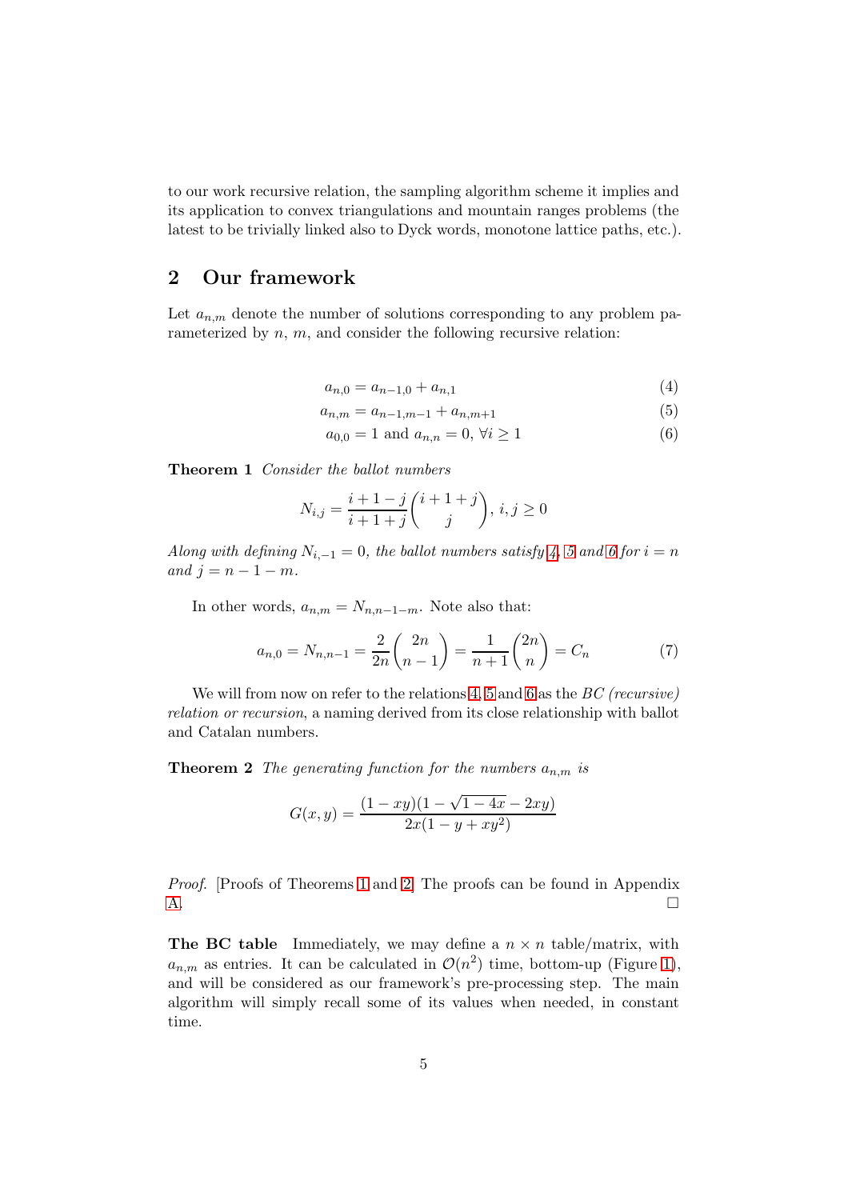to our work recursive relation, the sampling algorithm scheme it implies and its application to convex triangulations and mountain ranges problems (the latest to be trivially linked also to Dyck words, monotone lattice paths, etc.).

## 2 Our framework

Let $a_{n,m}$ denote the number of solutions corresponding to any problem parameterized by $n$, $m$, and consider the following recursive relation:

$$a_{n,0} = a_{n-1,0} + a_{n,1} \tag{4}$$

$$a_{n,m} = a_{n-1,m-1} + a_{n,m+1} \tag{5}$$

$$a_{0,0} = 1 \text{ and } a_{n,n} = 0, \ \forall i \geq 1 \tag{6}$$

**Theorem 1** *Consider the ballot numbers*

$$N_{i,j} = \frac{i+1-j}{i+1+j}\binom{i+1+j}{j}, \ i, j \geq 0$$

*Along with defining $N_{i,-1} = 0$, the ballot numbers satisfy 4, 5 and 6 for $i = n$ and $j = n-1-m$.*

In other words, $a_{n,m} = N_{n,n-1-m}$. Note also that:

$$a_{n,0} = N_{n,n-1} = \frac{2}{2n}\binom{2n}{n-1} = \frac{1}{n+1}\binom{2n}{n} = C_n \tag{7}$$

We will from now on refer to the relations 4, 5 and 6 as the *BC (recursive) relation or recursion*, a naming derived from its close relationship with ballot and Catalan numbers.

**Theorem 2** *The generating function for the numbers $a_{n,m}$ is*

$$G(x, y) = \frac{(1-xy)(1-\sqrt{1-4x}-2xy)}{2x(1-y+xy^2)}$$

*Proof.* [Proofs of Theorems 1 and 2] The proofs can be found in Appendix A. □

**The BC table** Immediately, we may define a $n \times n$ table/matrix, with $a_{n,m}$ as entries. It can be calculated in $\mathcal{O}(n^2)$ time, bottom-up (Figure 1), and will be considered as our framework's pre-processing step. The main algorithm will simply recall some of its values when needed, in constant time.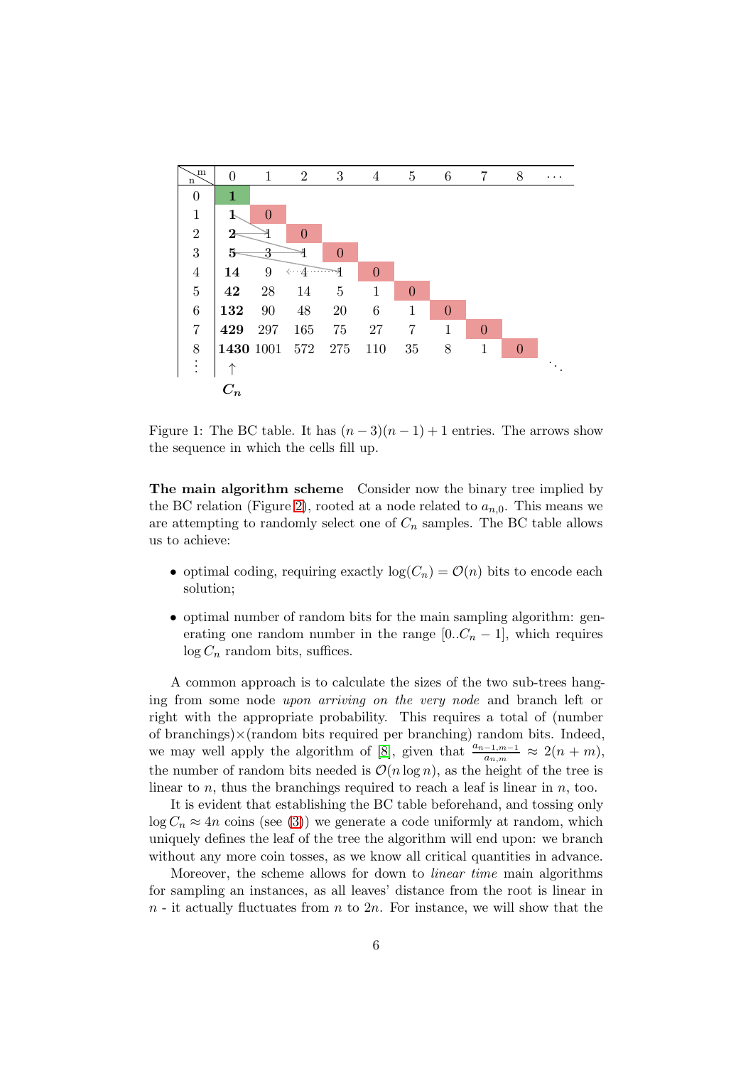| n \ m | 0 | 1 | 2 | 3 | 4 | 5 | 6 | 7 | 8 | ⋯ |
|---|---|---|---|---|---|---|---|---|---|---|
| 0 | **1** | | | | | | | | | |
| 1 | **1** | 0 | | | | | | | | |
| 2 | **2** | 1 | 0 | | | | | | | |
| 3 | **5** | 3 | 1 | 0 | | | | | | |
| 4 | **14** | 9 | 4 | 1 | 0 | | | | | |
| 5 | **42** | 28 | 14 | 5 | 1 | 0 | | | | |
| 6 | **132** | 90 | 48 | 20 | 6 | 1 | 0 | | | |
| 7 | **429** | 297 | 165 | 75 | 27 | 7 | 1 | 0 | | |
| 8 | **1430** | 1001 | 572 | 275 | 110 | 35 | 8 | 1 | 0 | |
| ⋮ | ↑ $C_n$ | | | | | | | | | ⋱ |

Figure 1: The BC table. It has $(n-3)(n-1)+1$ entries. The arrows show the sequence in which the cells fill up.

**The main algorithm scheme** Consider now the binary tree implied by the BC relation (Figure 2), rooted at a node related to $a_{n,0}$. This means we are attempting to randomly select one of $C_n$ samples. The BC table allows us to achieve:

- optimal coding, requiring exactly $\log(C_n) = \mathcal{O}(n)$ bits to encode each solution;
- optimal number of random bits for the main sampling algorithm: generating one random number in the range $[0..C_n - 1]$, which requires $\log C_n$ random bits, suffices.

A common approach is to calculate the sizes of the two sub-trees hanging from some node *upon arriving on the very node* and branch left or right with the appropriate probability. This requires a total of (number of branchings)×(random bits required per branching) random bits. Indeed, we may well apply the algorithm of [8], given that $\frac{a_{n-1,m-1}}{a_{n,m}} \approx 2(n+m)$, the number of random bits needed is $\mathcal{O}(n \log n)$, as the height of the tree is linear to $n$, thus the branchings required to reach a leaf is linear in $n$, too.

It is evident that establishing the BC table beforehand, and tossing only $\log C_n \approx 4n$ coins (see (3)) we generate a code uniformly at random, which uniquely defines the leaf of the tree the algorithm will end upon: we branch without any more coin tosses, as we know all critical quantities in advance.

Moreover, the scheme allows for down to *linear time* main algorithms for sampling an instances, as all leaves' distance from the root is linear in $n$ - it actually fluctuates from $n$ to $2n$. For instance, we will show that the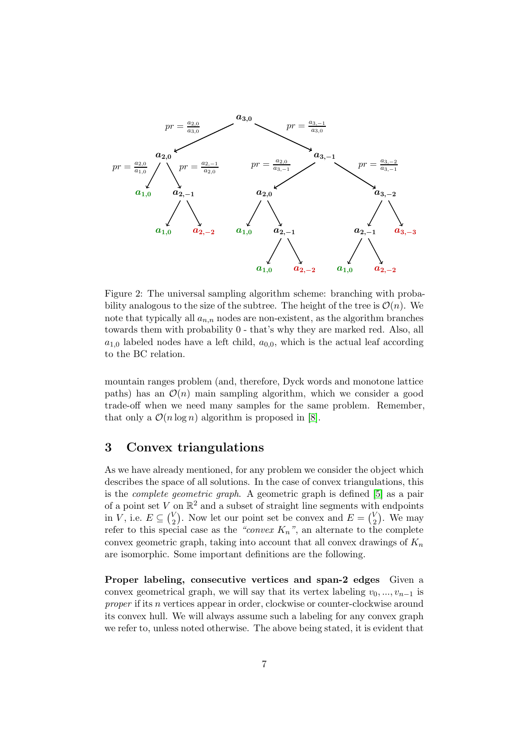Figure 2: The universal sampling algorithm scheme: branching with probability analogous to the size of the subtree. The height of the tree is $\mathcal{O}(n)$. We note that typically all $a_{n,n}$ nodes are non-existent, as the algorithm branches towards them with probability 0 - that's why they are marked red. Also, all $a_{1,0}$ labeled nodes have a left child, $a_{0,0}$, which is the actual leaf according to the BC relation.

mountain ranges problem (and, therefore, Dyck words and monotone lattice paths) has an $\mathcal{O}(n)$ main sampling algorithm, which we consider a good trade-off when we need many samples for the same problem. Remember, that only a $\mathcal{O}(n \log n)$ algorithm is proposed in [8].

## 3 Convex triangulations

As we have already mentioned, for any problem we consider the object which describes the space of all solutions. In the case of convex triangulations, this is the *complete geometric graph*. A geometric graph is defined [5] as a pair of a point set $V$ on $\mathbb{R}^2$ and a subset of straight line segments with endpoints in $V$, i.e. $E \subseteq \binom{V}{2}$. Now let our point set be convex and $E = \binom{V}{2}$. We may refer to this special case as the *"convex $K_n$"*, an alternate to the complete convex geometric graph, taking into account that all convex drawings of $K_n$ are isomorphic. Some important definitions are the following.

**Proper labeling, consecutive vertices and span-2 edges** Given a convex geometrical graph, we will say that its vertex labeling $v_0, ..., v_{n-1}$ is *proper* if its $n$ vertices appear in order, clockwise or counter-clockwise around its convex hull. We will always assume such a labeling for any convex graph we refer to, unless noted otherwise. The above being stated, it is evident that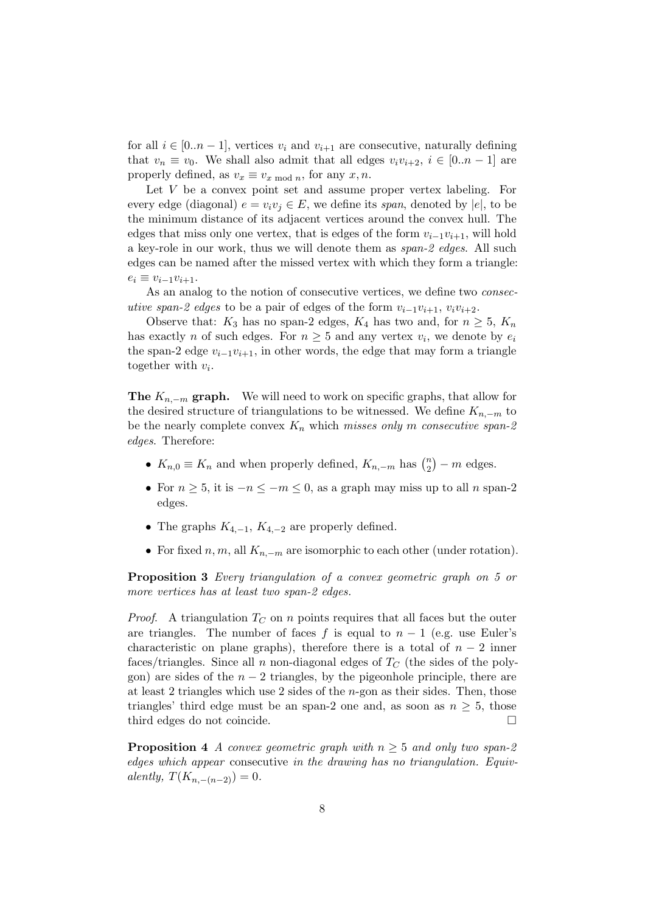for all $i \in [0..n-1]$, vertices $v_i$ and $v_{i+1}$ are consecutive, naturally defining that $v_n \equiv v_0$. We shall also admit that all edges $v_i v_{i+2}$, $i \in [0..n-1]$ are properly defined, as $v_x \equiv v_{x \bmod n}$, for any $x, n$.

Let $V$ be a convex point set and assume proper vertex labeling. For every edge (diagonal) $e = v_i v_j \in E$, we define its *span*, denoted by $|e|$, to be the minimum distance of its adjacent vertices around the convex hull. The edges that miss only one vertex, that is edges of the form $v_{i-1}v_{i+1}$, will hold a key-role in our work, thus we will denote them as *span-2 edges*. All such edges can be named after the missed vertex with which they form a triangle: $e_i \equiv v_{i-1}v_{i+1}$.

As an analog to the notion of consecutive vertices, we define two *consecutive span-2 edges* to be a pair of edges of the form $v_{i-1}v_{i+1}$, $v_i v_{i+2}$.

Observe that: $K_3$ has no span-2 edges, $K_4$ has two and, for $n \geq 5$, $K_n$ has exactly $n$ of such edges. For $n \geq 5$ and any vertex $v_i$, we denote by $e_i$ the span-2 edge $v_{i-1}v_{i+1}$, in other words, the edge that may form a triangle together with $v_i$.

**The $K_{n,-m}$ graph.** We will need to work on specific graphs, that allow for the desired structure of triangulations to be witnessed. We define $K_{n,-m}$ to be the nearly complete convex $K_n$ which *misses only $m$ consecutive span-2 edges*. Therefore:

- $K_{n,0} \equiv K_n$ and when properly defined, $K_{n,-m}$ has $\binom{n}{2} - m$ edges.
- For $n \geq 5$, it is $-n \leq -m \leq 0$, as a graph may miss up to all $n$ span-2 edges.
- The graphs $K_{4,-1}$, $K_{4,-2}$ are properly defined.
- For fixed $n, m$, all $K_{n,-m}$ are isomorphic to each other (under rotation).

**Proposition 3** *Every triangulation of a convex geometric graph on 5 or more vertices has at least two span-2 edges.*

*Proof.* A triangulation $T_C$ on $n$ points requires that all faces but the outer are triangles. The number of faces $f$ is equal to $n-1$ (e.g. use Euler's characteristic on plane graphs), therefore there is a total of $n-2$ inner faces/triangles. Since all $n$ non-diagonal edges of $T_C$ (the sides of the polygon) are sides of the $n-2$ triangles, by the pigeonhole principle, there are at least 2 triangles which use 2 sides of the $n$-gon as their sides. Then, those triangles' third edge must be an span-2 one and, as soon as $n \geq 5$, those third edges do not coincide. □

**Proposition 4** *A convex geometric graph with $n \geq 5$ and only two span-2 edges which appear* consecutive *in the drawing has no triangulation. Equivalently, $T(K_{n,-(n-2)}) = 0$.*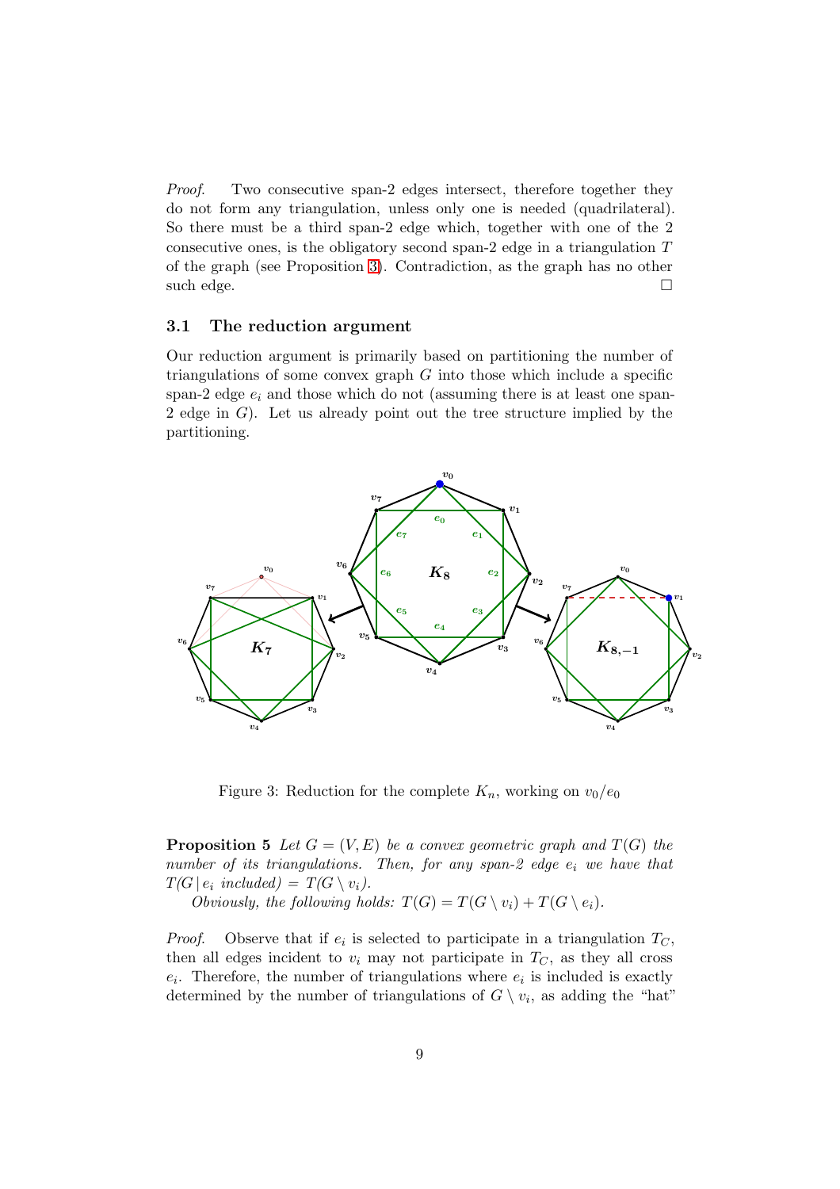*Proof.* Two consecutive span-2 edges intersect, therefore together they do not form any triangulation, unless only one is needed (quadrilateral). So there must be a third span-2 edge which, together with one of the 2 consecutive ones, is the obligatory second span-2 edge in a triangulation $T$ of the graph (see Proposition 3). Contradiction, as the graph has no other such edge. □

### 3.1 The reduction argument

Our reduction argument is primarily based on partitioning the number of triangulations of some convex graph $G$ into those which include a specific span-2 edge $e_i$ and those which do not (assuming there is at least one span-2 edge in $G$). Let us already point out the tree structure implied by the partitioning.

Figure 3: Reduction for the complete $K_n$, working on $v_0/e_0$

**Proposition 5** *Let $G = (V, E)$ be a convex geometric graph and $T(G)$ the number of its triangulations. Then, for any span-2 edge $e_i$ we have that $T(G \,|\, e_i \text{ included}) = T(G \setminus v_i)$.*

*Obviously, the following holds: $T(G) = T(G \setminus v_i) + T(G \setminus e_i)$.*

*Proof.* Observe that if $e_i$ is selected to participate in a triangulation $T_C$, then all edges incident to $v_i$ may not participate in $T_C$, as they all cross $e_i$. Therefore, the number of triangulations where $e_i$ is included is exactly determined by the number of triangulations of $G \setminus v_i$, as adding the "hat"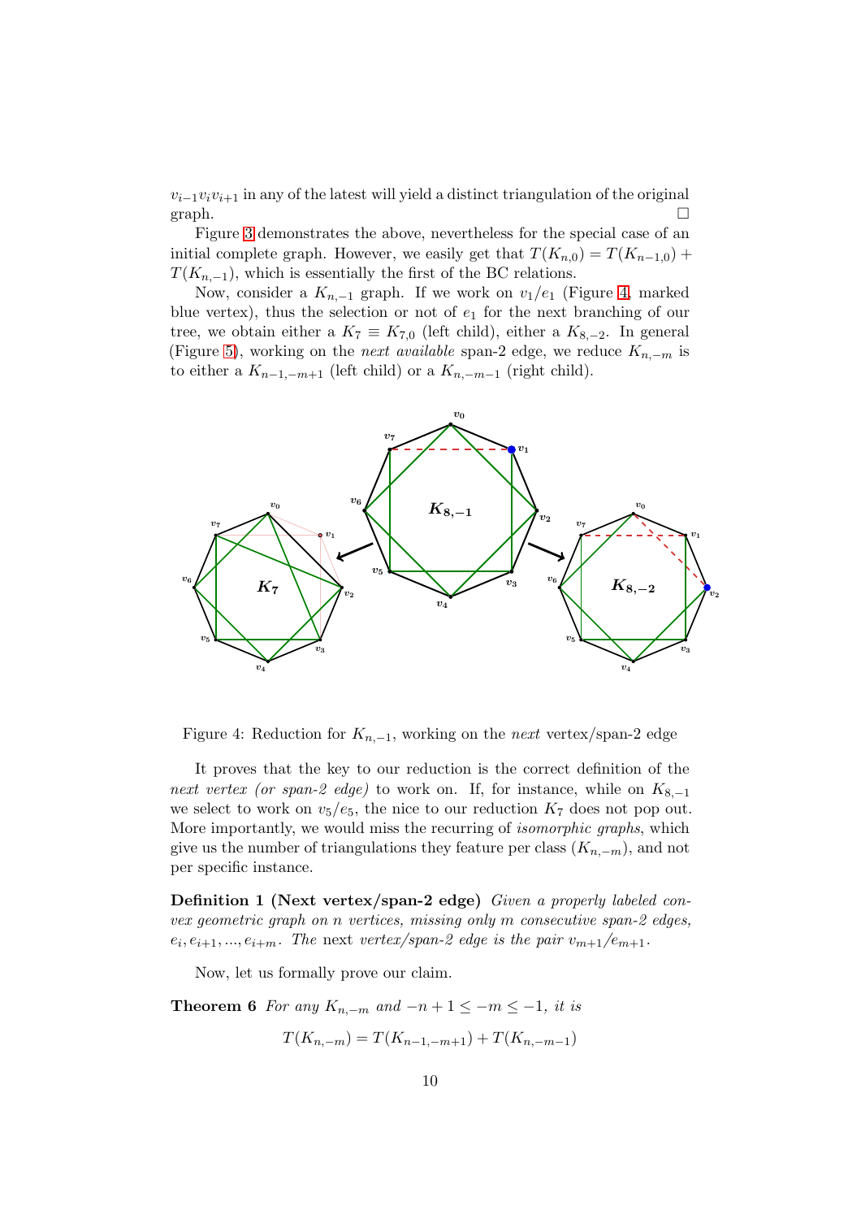$v_{i-1}v_iv_{i+1}$ in any of the latest will yield a distinct triangulation of the original graph. $\square$

Figure 3 demonstrates the above, nevertheless for the special case of an initial complete graph. However, we easily get that $T(K_{n,0}) = T(K_{n-1,0}) + T(K_{n,-1})$, which is essentially the first of the BC relations.

Now, consider a $K_{n,-1}$ graph. If we work on $v_1/e_1$ (Figure 4, marked blue vertex), thus the selection or not of $e_1$ for the next branching of our tree, we obtain either a $K_7 \equiv K_{7,0}$ (left child), either a $K_{8,-2}$. In general (Figure 5), working on the *next available* span-2 edge, we reduce $K_{n,-m}$ is to either a $K_{n-1,-m+1}$ (left child) or a $K_{n,-m-1}$ (right child).

Figure 4: Reduction for $K_{n,-1}$, working on the *next* vertex/span-2 edge

It proves that the key to our reduction is the correct definition of the *next vertex (or span-2 edge)* to work on. If, for instance, while on $K_{8,-1}$ we select to work on $v_5/e_5$, the nice to our reduction $K_7$ does not pop out. More importantly, we would miss the recurring of *isomorphic graphs*, which give us the number of triangulations they feature per class ($K_{n,-m}$), and not per specific instance.

**Definition 1 (Next vertex/span-2 edge)** *Given a properly labeled convex geometric graph on n vertices, missing only m consecutive span-2 edges, $e_i, e_{i+1}, ..., e_{i+m}$. The* next *vertex/span-2 edge is the pair $v_{m+1}/e_{m+1}$.*

Now, let us formally prove our claim.

**Theorem 6** *For any $K_{n,-m}$ and $-n+1 \leq -m \leq -1$, it is*

$$T(K_{n,-m}) = T(K_{n-1,-m+1}) + T(K_{n,-m-1})$$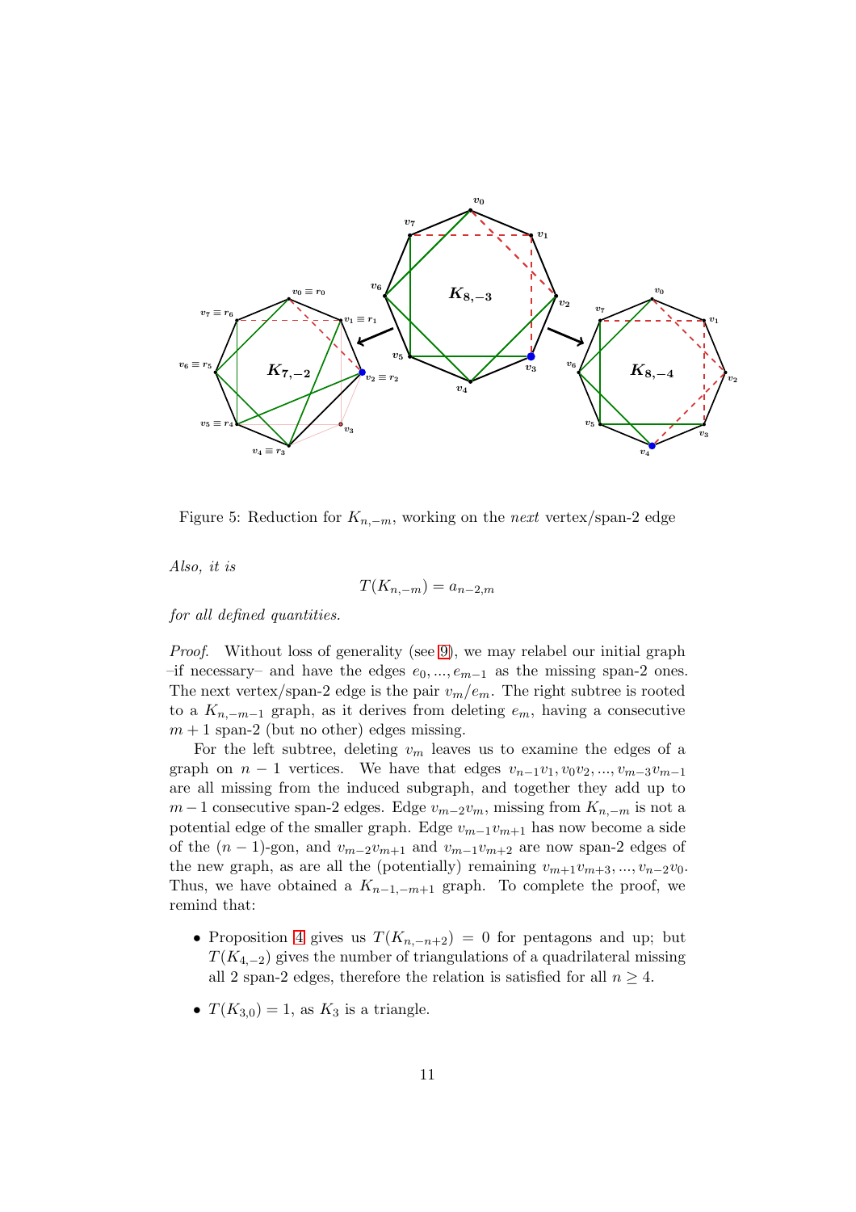Figure 5: Reduction for $K_{n,-m}$, working on the *next* vertex/span-2 edge

*Also, it is*

$$T(K_{n,-m}) = a_{n-2,m}$$

*for all defined quantities.*

*Proof.* Without loss of generality (see 9), we may relabel our initial graph –if necessary– and have the edges $e_0, ..., e_{m-1}$ as the missing span-2 ones. The next vertex/span-2 edge is the pair $v_m/e_m$. The right subtree is rooted to a $K_{n,-m-1}$ graph, as it derives from deleting $e_m$, having a consecutive $m+1$ span-2 (but no other) edges missing.

For the left subtree, deleting $v_m$ leaves us to examine the edges of a graph on $n-1$ vertices. We have that edges $v_{n-1}v_1, v_0v_2, ..., v_{m-3}v_{m-1}$ are all missing from the induced subgraph, and together they add up to $m-1$ consecutive span-2 edges. Edge $v_{m-2}v_m$, missing from $K_{n,-m}$ is not a potential edge of the smaller graph. Edge $v_{m-1}v_{m+1}$ has now become a side of the $(n-1)$-gon, and $v_{m-2}v_{m+1}$ and $v_{m-1}v_{m+2}$ are now span-2 edges of the new graph, as are all the (potentially) remaining $v_{m+1}v_{m+3}, ..., v_{n-2}v_0$. Thus, we have obtained a $K_{n-1,-m+1}$ graph. To complete the proof, we remind that:

- Proposition 4 gives us $T(K_{n,-n+2}) = 0$ for pentagons and up; but $T(K_{4,-2})$ gives the number of triangulations of a quadrilateral missing all 2 span-2 edges, therefore the relation is satisfied for all $n \geq 4$.
- $T(K_{3,0}) = 1$, as $K_3$ is a triangle.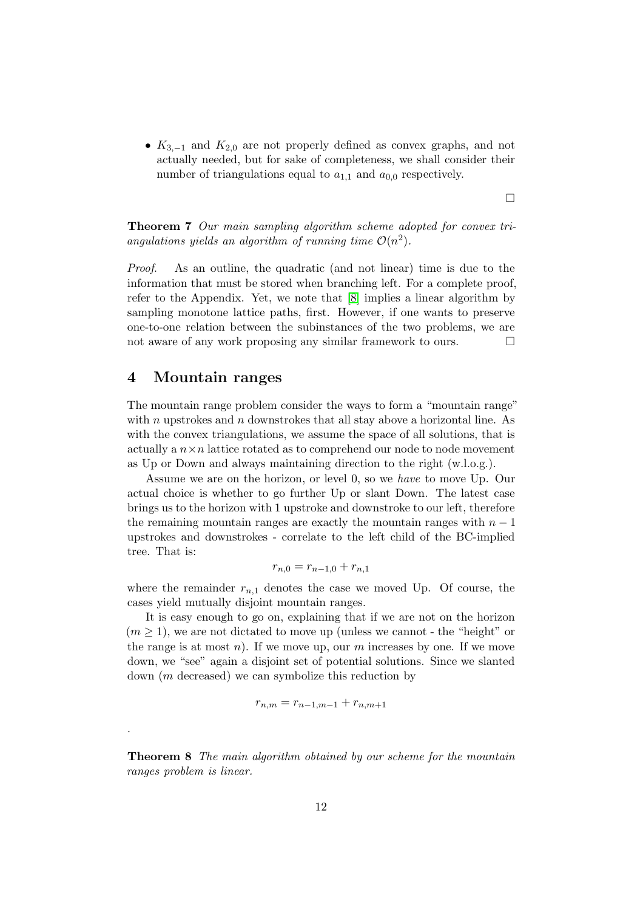- $K_{3,-1}$ and $K_{2,0}$ are not properly defined as convex graphs, and not actually needed, but for sake of completeness, we shall consider their number of triangulations equal to $a_{1,1}$ and $a_{0,0}$ respectively.

□

**Theorem 7** *Our main sampling algorithm scheme adopted for convex triangulations yields an algorithm of running time $\mathcal{O}(n^2)$.*

*Proof.* As an outline, the quadratic (and not linear) time is due to the information that must be stored when branching left. For a complete proof, refer to the Appendix. Yet, we note that [8] implies a linear algorithm by sampling monotone lattice paths, first. However, if one wants to preserve one-to-one relation between the subinstances of the two problems, we are not aware of any work proposing any similar framework to ours. □

## 4 Mountain ranges

The mountain range problem consider the ways to form a "mountain range" with $n$ upstrokes and $n$ downstrokes that all stay above a horizontal line. As with the convex triangulations, we assume the space of all solutions, that is actually a $n \times n$ lattice rotated as to comprehend our node to node movement as Up or Down and always maintaining direction to the right (w.l.o.g.).

Assume we are on the horizon, or level 0, so we *have* to move Up. Our actual choice is whether to go further Up or slant Down. The latest case brings us to the horizon with 1 upstroke and downstroke to our left, therefore the remaining mountain ranges are exactly the mountain ranges with $n-1$ upstrokes and downstrokes - correlate to the left child of the BC-implied tree. That is:

$$r_{n,0} = r_{n-1,0} + r_{n,1}$$

where the remainder $r_{n,1}$ denotes the case we moved Up. Of course, the cases yield mutually disjoint mountain ranges.

It is easy enough to go on, explaining that if we are not on the horizon ($m \geq 1$), we are not dictated to move up (unless we cannot - the "height" or the range is at most $n$). If we move up, our $m$ increases by one. If we move down, we "see" again a disjoint set of potential solutions. Since we slanted down ($m$ decreased) we can symbolize this reduction by

$$r_{n,m} = r_{n-1,m-1} + r_{n,m+1}$$

.

**Theorem 8** *The main algorithm obtained by our scheme for the mountain ranges problem is linear.*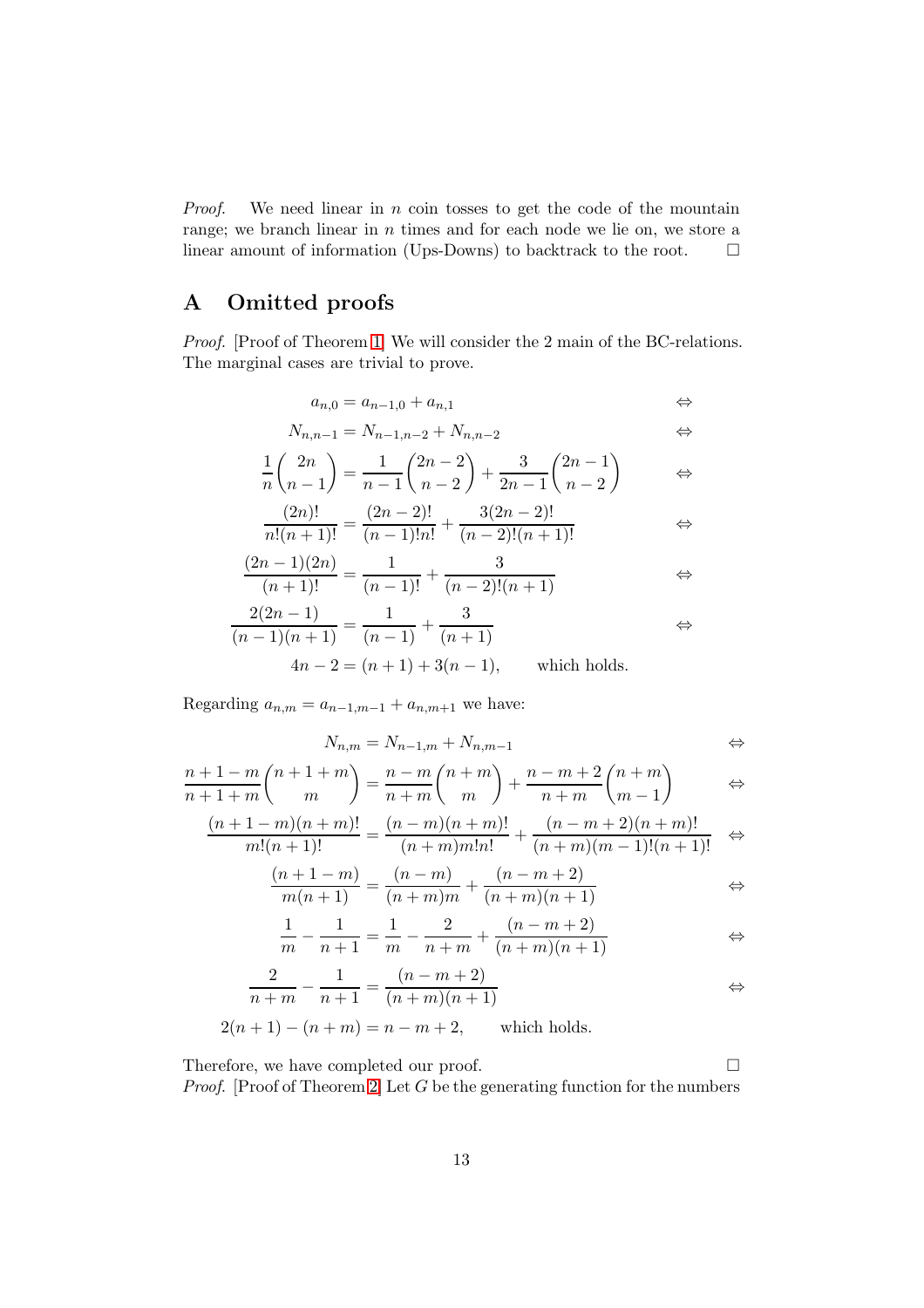*Proof.* We need linear in $n$ coin tosses to get the code of the mountain range; we branch linear in $n$ times and for each node we lie on, we store a linear amount of information (Ups-Downs) to backtrack to the root. $\square$

## A Omitted proofs

*Proof.* [Proof of Theorem 1] We will consider the 2 main of the BC-relations. The marginal cases are trivial to prove.

$$
\begin{aligned}
a_{n,0} &= a_{n-1,0} + a_{n,1} & \Leftrightarrow \\
N_{n,n-1} &= N_{n-1,n-2} + N_{n,n-2} & \Leftrightarrow \\
\frac{1}{n}\binom{2n}{n-1} &= \frac{1}{n-1}\binom{2n-2}{n-2} + \frac{3}{2n-1}\binom{2n-1}{n-2} & \Leftrightarrow \\
\frac{(2n)!}{n!(n+1)!} &= \frac{(2n-2)!}{(n-1)!n!} + \frac{3(2n-2)!}{(n-2)!(n+1)!} & \Leftrightarrow \\
\frac{(2n-1)(2n)}{(n+1)!} &= \frac{1}{(n-1)!} + \frac{3}{(n-2)!(n+1)} & \Leftrightarrow \\
\frac{2(2n-1)}{(n-1)(n+1)} &= \frac{1}{(n-1)} + \frac{3}{(n+1)} & \Leftrightarrow \\
4n-2 &= (n+1) + 3(n-1), \qquad \text{which holds.}
\end{aligned}
$$

Regarding $a_{n,m} = a_{n-1,m-1} + a_{n,m+1}$ we have:

$$
\begin{aligned}
N_{n,m} &= N_{n-1,m} + N_{n,m-1} & \Leftrightarrow \\
\frac{n+1-m}{n+1+m}\binom{n+1+m}{m} &= \frac{n-m}{n+m}\binom{n+m}{m} + \frac{n-m+2}{n+m}\binom{n+m}{m-1} & \Leftrightarrow \\
\frac{(n+1-m)(n+m)!}{m!(n+1)!} &= \frac{(n-m)(n+m)!}{(n+m)m!n!} + \frac{(n-m+2)(n+m)!}{(n+m)(m-1)!(n+1)!} & \Leftrightarrow \\
\frac{(n+1-m)}{m(n+1)} &= \frac{(n-m)}{(n+m)m} + \frac{(n-m+2)}{(n+m)(n+1)} & \Leftrightarrow \\
\frac{1}{m} - \frac{1}{n+1} &= \frac{1}{m} - \frac{2}{n+m} + \frac{(n-m+2)}{(n+m)(n+1)} & \Leftrightarrow \\
\frac{2}{n+m} - \frac{1}{n+1} &= \frac{(n-m+2)}{(n+m)(n+1)} & \Leftrightarrow \\
2(n+1) - (n+m) &= n-m+2, \qquad \text{which holds.}
\end{aligned}
$$

Therefore, we have completed our proof. $\square$

*Proof.* [Proof of Theorem 2] Let $G$ be the generating function for the numbers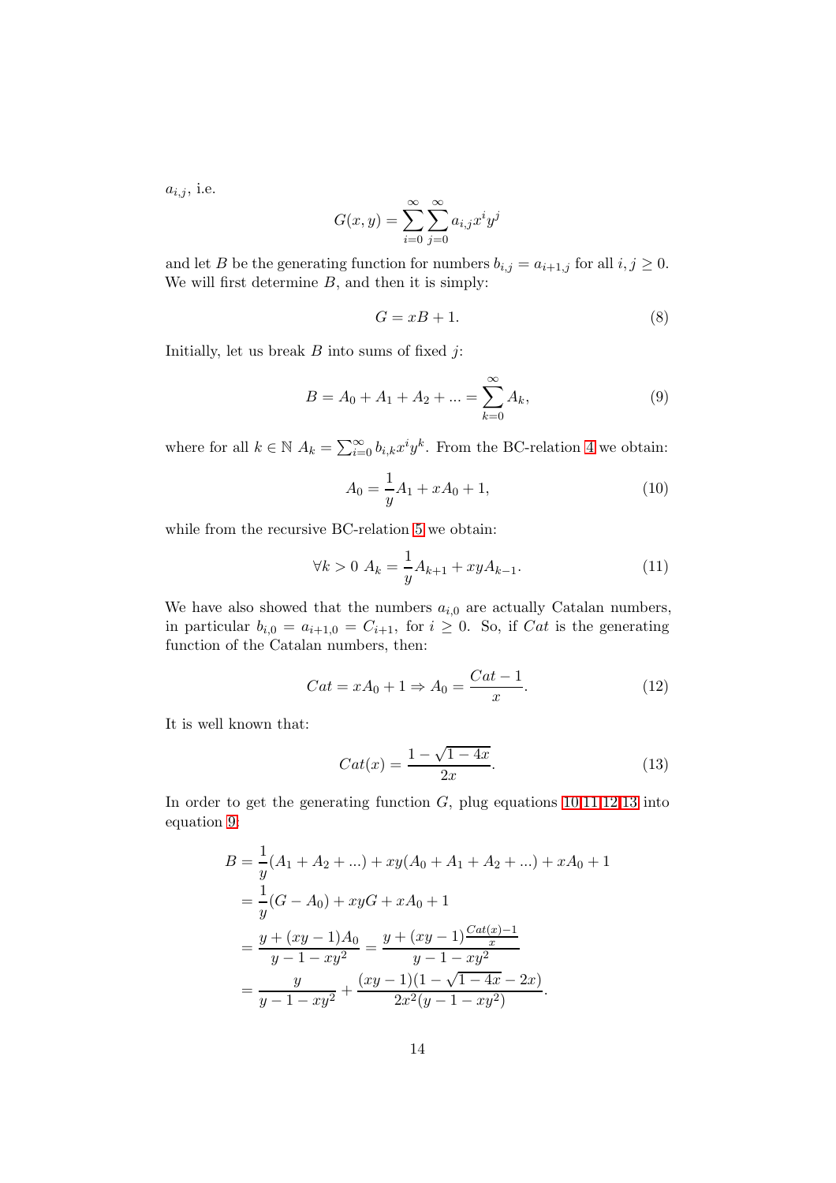$a_{i,j}$, i.e.

$$G(x,y) = \sum_{i=0}^{\infty}\sum_{j=0}^{\infty} a_{i,j}x^i y^j$$

and let $B$ be the generating function for numbers $b_{i,j} = a_{i+1,j}$ for all $i, j \geq 0$. We will first determine $B$, and then it is simply:

$$G = xB + 1. \tag{8}$$

Initially, let us break $B$ into sums of fixed $j$:

$$B = A_0 + A_1 + A_2 + ... = \sum_{k=0}^{\infty} A_k, \tag{9}$$

where for all $k \in \mathbb{N}$ $A_k = \sum_{i=0}^{\infty} b_{i,k}x^i y^k$. From the BC-relation 4 we obtain:

$$A_0 = \frac{1}{y}A_1 + xA_0 + 1, \tag{10}$$

while from the recursive BC-relation 5 we obtain:

$$\forall k > 0 \ A_k = \frac{1}{y}A_{k+1} + xyA_{k-1}. \tag{11}$$

We have also showed that the numbers $a_{i,0}$ are actually Catalan numbers, in particular $b_{i,0} = a_{i+1,0} = C_{i+1}$, for $i \geq 0$. So, if $Cat$ is the generating function of the Catalan numbers, then:

$$Cat = xA_0 + 1 \Rightarrow A_0 = \frac{Cat - 1}{x}. \tag{12}$$

It is well known that:

$$Cat(x) = \frac{1 - \sqrt{1-4x}}{2x}. \tag{13}$$

In order to get the generating function $G$, plug equations 10,11,12,13 into equation 9:

$$\begin{aligned}
B &= \frac{1}{y}(A_1 + A_2 + ...) + xy(A_0 + A_1 + A_2 + ...) + xA_0 + 1 \\
&= \frac{1}{y}(G - A_0) + xyG + xA_0 + 1 \\
&= \frac{y + (xy-1)A_0}{y - 1 - xy^2} = \frac{y + (xy-1)\frac{Cat(x)-1}{x}}{y - 1 - xy^2} \\
&= \frac{y}{y - 1 - xy^2} + \frac{(xy-1)(1 - \sqrt{1-4x} - 2x)}{2x^2(y - 1 - xy^2)}.
\end{aligned}$$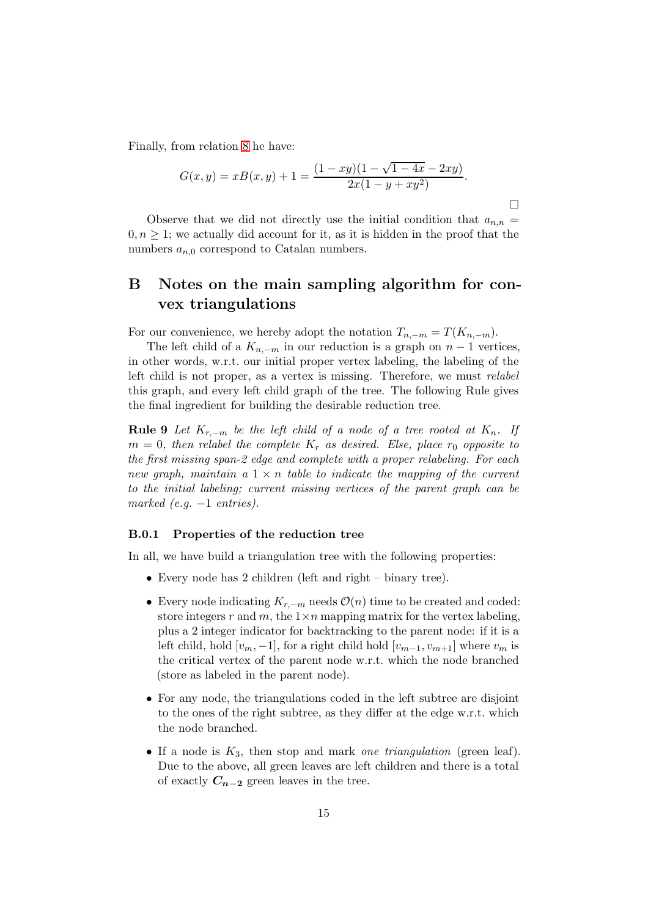Finally, from relation 8 he have:

$$G(x,y) = xB(x,y) + 1 = \frac{(1-xy)(1-\sqrt{1-4x}-2xy)}{2x(1-y+xy^2)}.$$

$\square$

Observe that we did not directly use the initial condition that $a_{n,n} = 0, n \geq 1$; we actually did account for it, as it is hidden in the proof that the numbers $a_{n,0}$ correspond to Catalan numbers.

# B Notes on the main sampling algorithm for convex triangulations

For our convenience, we hereby adopt the notation $T_{n,-m} = T(K_{n,-m})$.

The left child of a $K_{n,-m}$ in our reduction is a graph on $n-1$ vertices, in other words, w.r.t. our initial proper vertex labeling, the labeling of the left child is not proper, as a vertex is missing. Therefore, we must *relabel* this graph, and every left child graph of the tree. The following Rule gives the final ingredient for building the desirable reduction tree.

**Rule 9** *Let $K_{r,-m}$ be the left child of a node of a tree rooted at $K_n$. If $m = 0$, then relabel the complete $K_r$ as desired. Else, place $r_0$ opposite to the first missing span-2 edge and complete with a proper relabeling. For each new graph, maintain a $1 \times n$ table to indicate the mapping of the current to the initial labeling; current missing vertices of the parent graph can be marked (e.g. $-1$ entries).*

### B.0.1 Properties of the reduction tree

In all, we have build a triangulation tree with the following properties:

- Every node has 2 children (left and right – binary tree).
- Every node indicating $K_{r,-m}$ needs $\mathcal{O}(n)$ time to be created and coded: store integers $r$ and $m$, the $1 \times n$ mapping matrix for the vertex labeling, plus a 2 integer indicator for backtracking to the parent node: if it is a left child, hold $[v_m, -1]$, for a right child hold $[v_{m-1}, v_{m+1}]$ where $v_m$ is the critical vertex of the parent node w.r.t. which the node branched (store as labeled in the parent node).
- For any node, the triangulations coded in the left subtree are disjoint to the ones of the right subtree, as they differ at the edge w.r.t. which the node branched.
- If a node is $K_3$, then stop and mark *one triangulation* (green leaf). Due to the above, all green leaves are left children and there is a total of exactly $\boldsymbol{C_{n-2}}$ green leaves in the tree.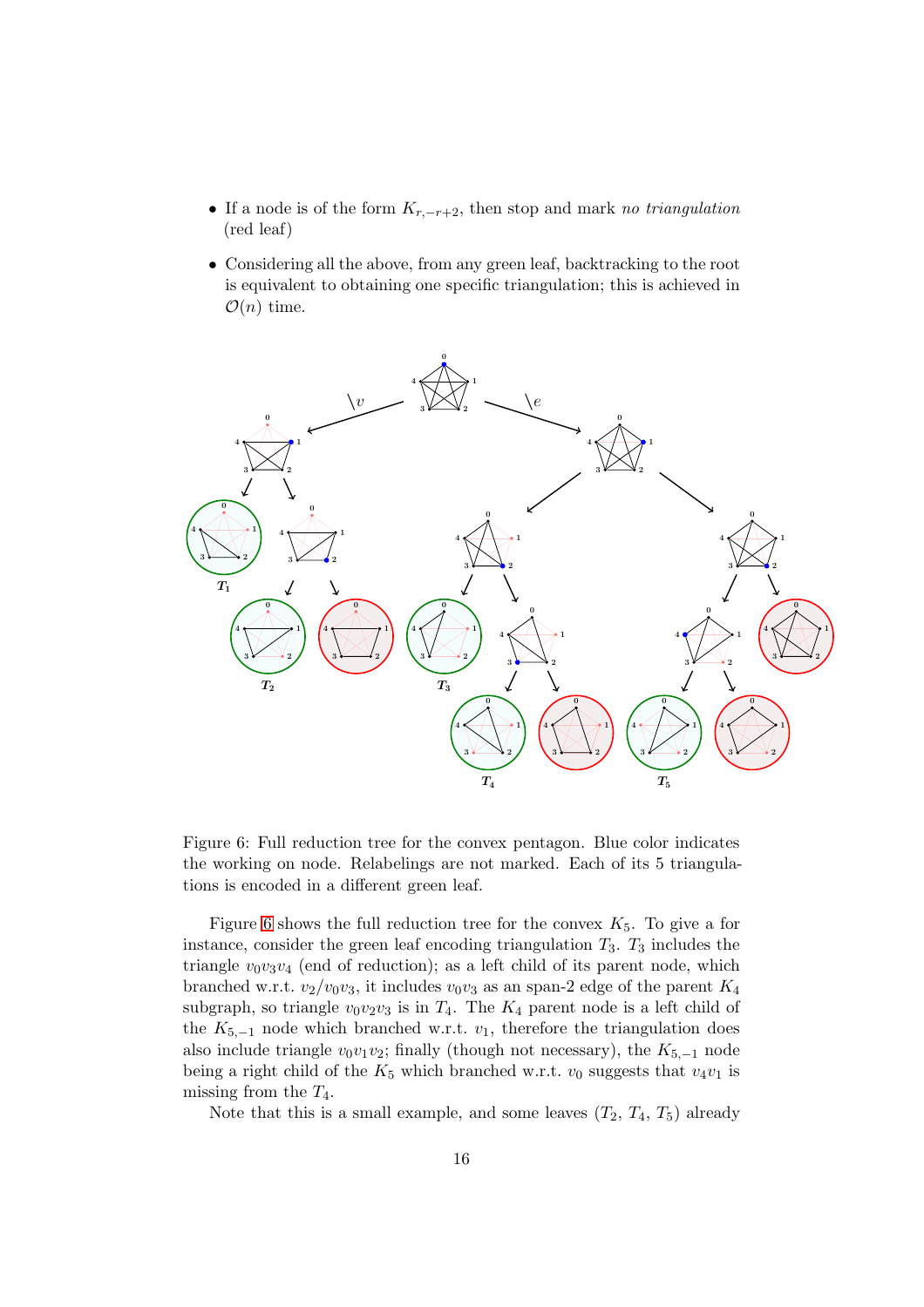- If a node is of the form $K_{r,-r+2}$, then stop and mark *no triangulation* (red leaf)
- Considering all the above, from any green leaf, backtracking to the root is equivalent to obtaining one specific triangulation; this is achieved in $\mathcal{O}(n)$ time.

Figure 6: Full reduction tree for the convex pentagon. Blue color indicates the working on node. Relabelings are not marked. Each of its 5 triangulations is encoded in a different green leaf.

Figure 6 shows the full reduction tree for the convex $K_5$. To give a for instance, consider the green leaf encoding triangulation $T_3$. $T_3$ includes the triangle $v_0v_3v_4$ (end of reduction); as a left child of its parent node, which branched w.r.t. $v_2/v_0v_3$, it includes $v_0v_3$ as an span-2 edge of the parent $K_4$ subgraph, so triangle $v_0v_2v_3$ is in $T_4$. The $K_4$ parent node is a left child of the $K_{5,-1}$ node which branched w.r.t. $v_1$, therefore the triangulation does also include triangle $v_0v_1v_2$; finally (though not necessary), the $K_{5,-1}$ node being a right child of the $K_5$ which branched w.r.t. $v_0$ suggests that $v_4v_1$ is missing from the $T_4$.

Note that this is a small example, and some leaves ($T_2$, $T_4$, $T_5$) already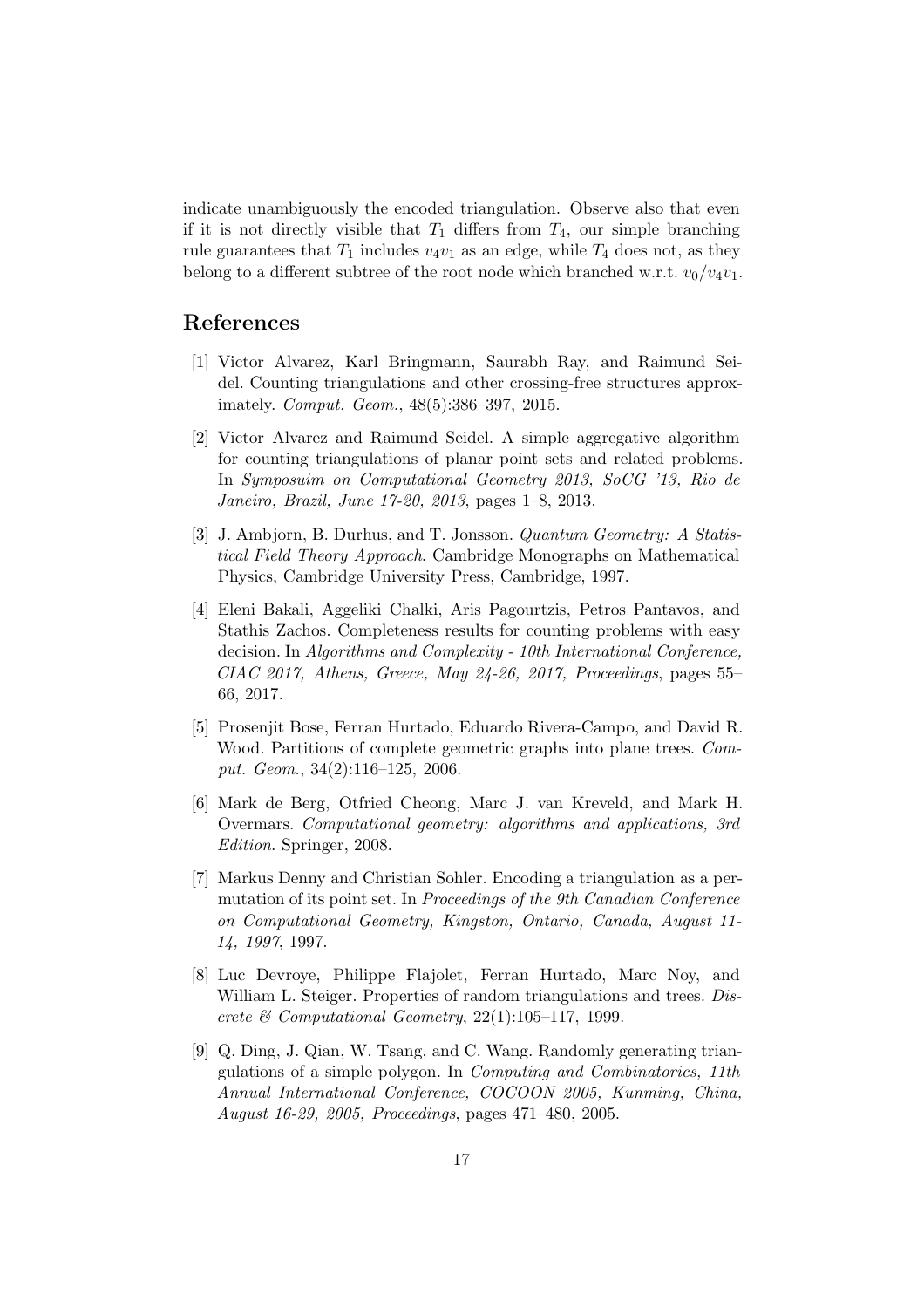indicate unambiguously the encoded triangulation. Observe also that even if it is not directly visible that $T_1$ differs from $T_4$, our simple branching rule guarantees that $T_1$ includes $v_4v_1$ as an edge, while $T_4$ does not, as they belong to a different subtree of the root node which branched w.r.t. $v_0/v_4v_1$.

## References

[1] Victor Alvarez, Karl Bringmann, Saurabh Ray, and Raimund Seidel. Counting triangulations and other crossing-free structures approximately. *Comput. Geom.*, 48(5):386–397, 2015.

[2] Victor Alvarez and Raimund Seidel. A simple aggregative algorithm for counting triangulations of planar point sets and related problems. In *Symposuim on Computational Geometry 2013, SoCG '13, Rio de Janeiro, Brazil, June 17-20, 2013*, pages 1–8, 2013.

[3] J. Ambjorn, B. Durhus, and T. Jonsson. *Quantum Geometry: A Statistical Field Theory Approach*. Cambridge Monographs on Mathematical Physics, Cambridge University Press, Cambridge, 1997.

[4] Eleni Bakali, Aggeliki Chalki, Aris Pagourtzis, Petros Pantavos, and Stathis Zachos. Completeness results for counting problems with easy decision. In *Algorithms and Complexity - 10th International Conference, CIAC 2017, Athens, Greece, May 24-26, 2017, Proceedings*, pages 55–66, 2017.

[5] Prosenjit Bose, Ferran Hurtado, Eduardo Rivera-Campo, and David R. Wood. Partitions of complete geometric graphs into plane trees. *Comput. Geom.*, 34(2):116–125, 2006.

[6] Mark de Berg, Otfried Cheong, Marc J. van Kreveld, and Mark H. Overmars. *Computational geometry: algorithms and applications, 3rd Edition*. Springer, 2008.

[7] Markus Denny and Christian Sohler. Encoding a triangulation as a permutation of its point set. In *Proceedings of the 9th Canadian Conference on Computational Geometry, Kingston, Ontario, Canada, August 11-14, 1997*, 1997.

[8] Luc Devroye, Philippe Flajolet, Ferran Hurtado, Marc Noy, and William L. Steiger. Properties of random triangulations and trees. *Discrete & Computational Geometry*, 22(1):105–117, 1999.

[9] Q. Ding, J. Qian, W. Tsang, and C. Wang. Randomly generating triangulations of a simple polygon. In *Computing and Combinatorics, 11th Annual International Conference, COCOON 2005, Kunming, China, August 16-29, 2005, Proceedings*, pages 471–480, 2005.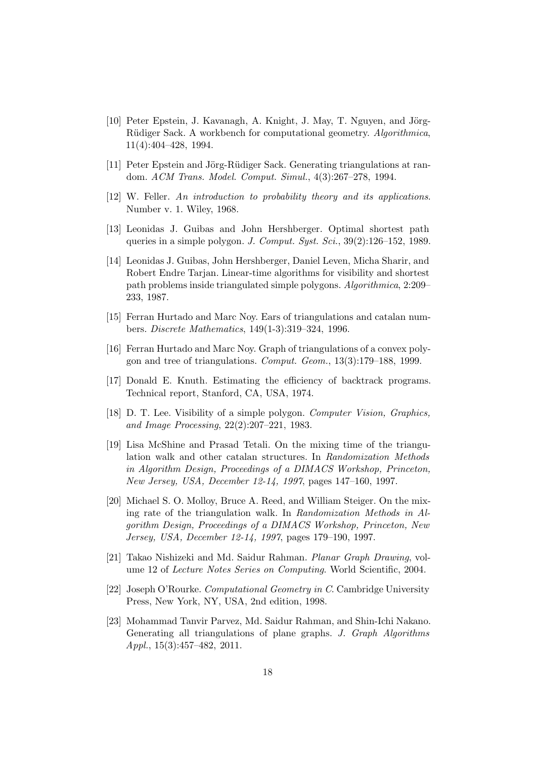[10] Peter Epstein, J. Kavanagh, A. Knight, J. May, T. Nguyen, and Jörg-Rüdiger Sack. A workbench for computational geometry. *Algorithmica*, 11(4):404–428, 1994.

[11] Peter Epstein and Jörg-Rüdiger Sack. Generating triangulations at random. *ACM Trans. Model. Comput. Simul.*, 4(3):267–278, 1994.

[12] W. Feller. *An introduction to probability theory and its applications*. Number v. 1. Wiley, 1968.

[13] Leonidas J. Guibas and John Hershberger. Optimal shortest path queries in a simple polygon. *J. Comput. Syst. Sci.*, 39(2):126–152, 1989.

[14] Leonidas J. Guibas, John Hershberger, Daniel Leven, Micha Sharir, and Robert Endre Tarjan. Linear-time algorithms for visibility and shortest path problems inside triangulated simple polygons. *Algorithmica*, 2:209–233, 1987.

[15] Ferran Hurtado and Marc Noy. Ears of triangulations and catalan numbers. *Discrete Mathematics*, 149(1-3):319–324, 1996.

[16] Ferran Hurtado and Marc Noy. Graph of triangulations of a convex polygon and tree of triangulations. *Comput. Geom.*, 13(3):179–188, 1999.

[17] Donald E. Knuth. Estimating the efficiency of backtrack programs. Technical report, Stanford, CA, USA, 1974.

[18] D. T. Lee. Visibility of a simple polygon. *Computer Vision, Graphics, and Image Processing*, 22(2):207–221, 1983.

[19] Lisa McShine and Prasad Tetali. On the mixing time of the triangulation walk and other catalan structures. In *Randomization Methods in Algorithm Design, Proceedings of a DIMACS Workshop, Princeton, New Jersey, USA, December 12-14, 1997*, pages 147–160, 1997.

[20] Michael S. O. Molloy, Bruce A. Reed, and William Steiger. On the mixing rate of the triangulation walk. In *Randomization Methods in Algorithm Design, Proceedings of a DIMACS Workshop, Princeton, New Jersey, USA, December 12-14, 1997*, pages 179–190, 1997.

[21] Takao Nishizeki and Md. Saidur Rahman. *Planar Graph Drawing*, volume 12 of *Lecture Notes Series on Computing*. World Scientific, 2004.

[22] Joseph O'Rourke. *Computational Geometry in C*. Cambridge University Press, New York, NY, USA, 2nd edition, 1998.

[23] Mohammad Tanvir Parvez, Md. Saidur Rahman, and Shin-Ichi Nakano. Generating all triangulations of plane graphs. *J. Graph Algorithms Appl.*, 15(3):457–482, 2011.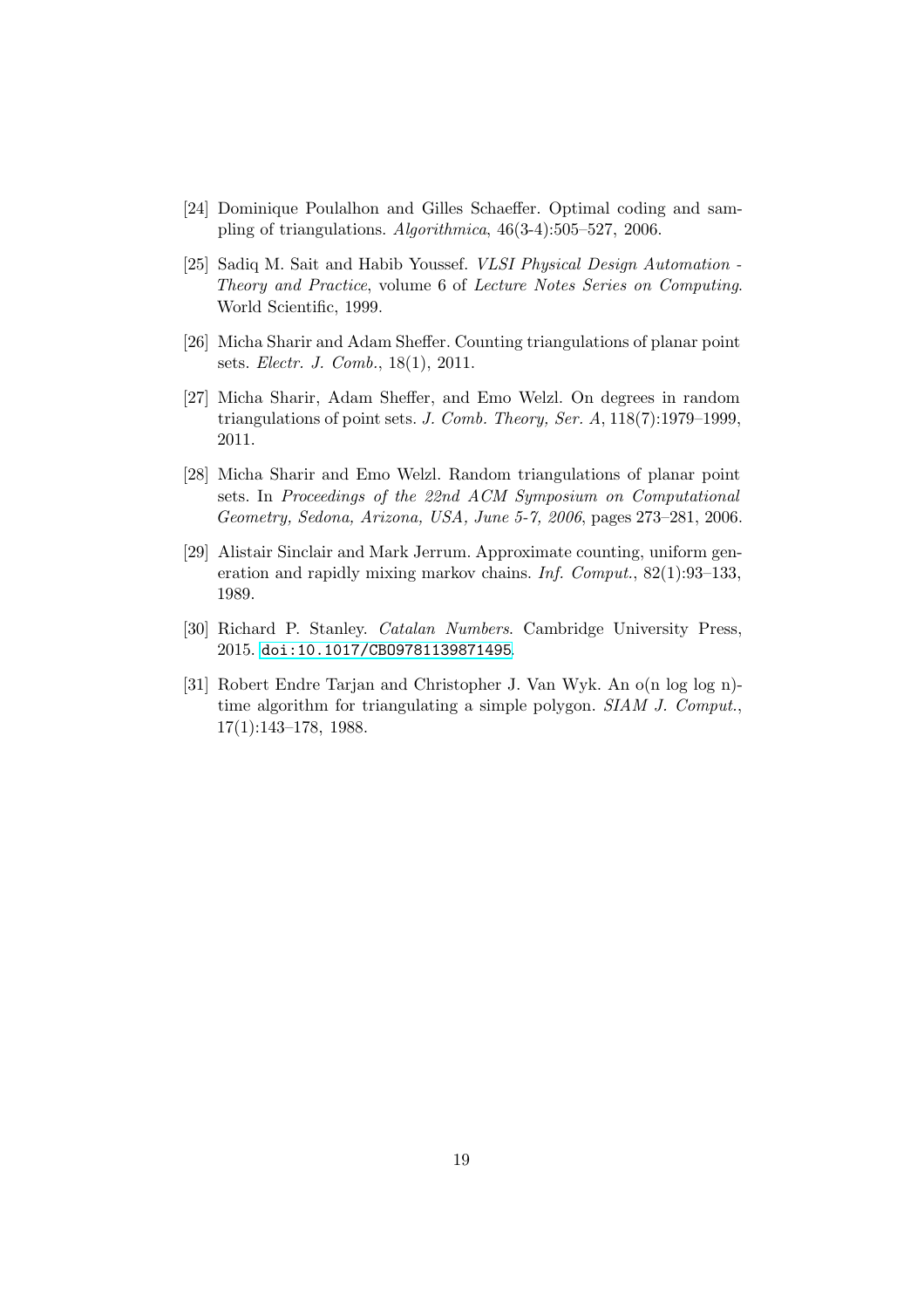[24] Dominique Poulalhon and Gilles Schaeffer. Optimal coding and sampling of triangulations. *Algorithmica*, 46(3-4):505–527, 2006.

[25] Sadiq M. Sait and Habib Youssef. *VLSI Physical Design Automation - Theory and Practice*, volume 6 of *Lecture Notes Series on Computing*. World Scientific, 1999.

[26] Micha Sharir and Adam Sheffer. Counting triangulations of planar point sets. *Electr. J. Comb.*, 18(1), 2011.

[27] Micha Sharir, Adam Sheffer, and Emo Welzl. On degrees in random triangulations of point sets. *J. Comb. Theory, Ser. A*, 118(7):1979–1999, 2011.

[28] Micha Sharir and Emo Welzl. Random triangulations of planar point sets. In *Proceedings of the 22nd ACM Symposium on Computational Geometry, Sedona, Arizona, USA, June 5-7, 2006*, pages 273–281, 2006.

[29] Alistair Sinclair and Mark Jerrum. Approximate counting, uniform generation and rapidly mixing markov chains. *Inf. Comput.*, 82(1):93–133, 1989.

[30] Richard P. Stanley. *Catalan Numbers*. Cambridge University Press, 2015. `doi:10.1017/CBO9781139871495`.

[31] Robert Endre Tarjan and Christopher J. Van Wyk. An o(n log log n)-time algorithm for triangulating a simple polygon. *SIAM J. Comput.*, 17(1):143–178, 1988.